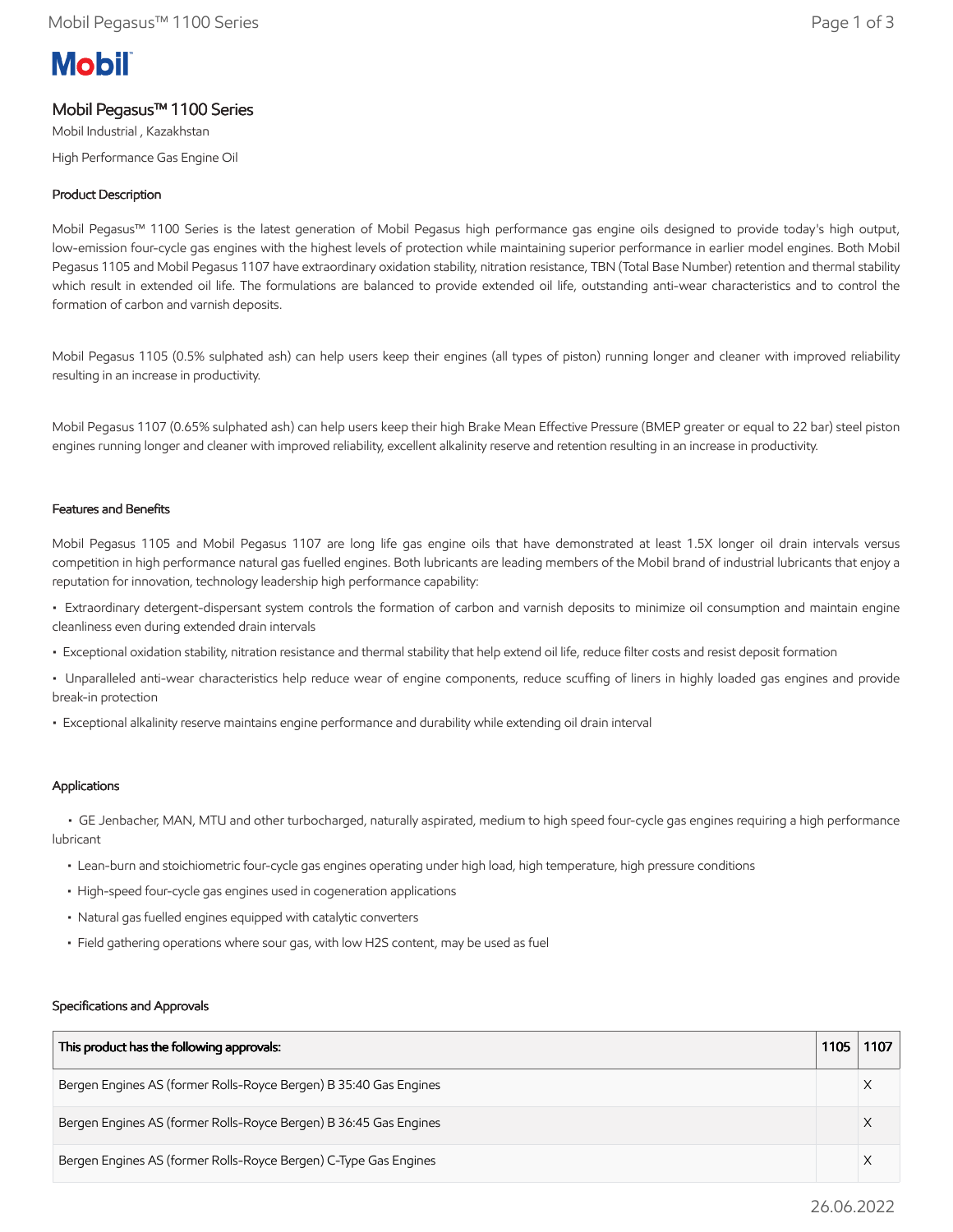Mobil

# Mobil Pegasus™ 1100 Series

Mobil Industrial , Kazakhstan

High Performance Gas Engine Oil

## Product Description

Mobil Pegasus™ 1100 Series is the latest generation of Mobil Pegasus high performance gas engine oils designed to provide today's high output, low-emission four-cycle gas engines with the highest levels of protection while maintaining superior performance in earlier model engines. Both Mobil Pegasus 1105 and Mobil Pegasus 1107 have extraordinary oxidation stability, nitration resistance, TBN (Total Base Number) retention and thermal stability which result in extended oil life. The formulations are balanced to provide extended oil life, outstanding anti-wear characteristics and to control the formation of carbon and varnish deposits.

Mobil Pegasus 1105 (0.5% sulphated ash) can help users keep their engines (all types of piston) running longer and cleaner with improved reliability resulting in an increase in productivity.

Mobil Pegasus 1107 (0.65% sulphated ash) can help users keep their high Brake Mean Effective Pressure (BMEP greater or equal to 22 bar) steel piston engines running longer and cleaner with improved reliability, excellent alkalinity reserve and retention resulting in an increase in productivity.

## Features and Benefits

Mobil Pegasus 1105 and Mobil Pegasus 1107 are long life gas engine oils that have demonstrated at least 1.5X longer oil drain intervals versus competition in high performance natural gas fuelled engines. Both lubricants are leading members of the Mobil brand of industrial lubricants that enjoy a reputation for innovation, technology leadership high performance capability:

- Extraordinary detergent-dispersant system controls the formation of carbon and varnish deposits to minimize oil consumption and maintain engine cleanliness even during extended drain intervals
- Exceptional oxidation stability, nitration resistance and thermal stability that help extend oil life, reduce filter costs and resist deposit formation
- Unparalleled anti-wear characteristics help reduce wear of engine components, reduce scuffing of liners in highly loaded gas engines and provide break-in protection
- Exceptional alkalinity reserve maintains engine performance and durability while extending oil drain interval

## Applications

- GE Jenbacher, MAN, MTU and other turbocharged, naturally aspirated, medium to high speed four-cycle gas engines requiring a high performance lubricant
- Lean-burn and stoichiometric four-cycle gas engines operating under high load, high temperature, high pressure conditions
- High-speed four-cycle gas engines used in cogeneration applications
- Natural gas fuelled engines equipped with catalytic converters
- Field gathering operations where sour gas, with low H2S content, may be used as fuel

## Specifications and Approvals

| This product has the following approvals: | 1105 | 1107 |
|---|---|---|
| Bergen Engines AS (former Rolls-Royce Bergen) B 35:40 Gas Engines | | X |
| Bergen Engines AS (former Rolls-Royce Bergen) B 36:45 Gas Engines | | X |
| Bergen Engines AS (former Rolls-Royce Bergen) C-Type Gas Engines | | X |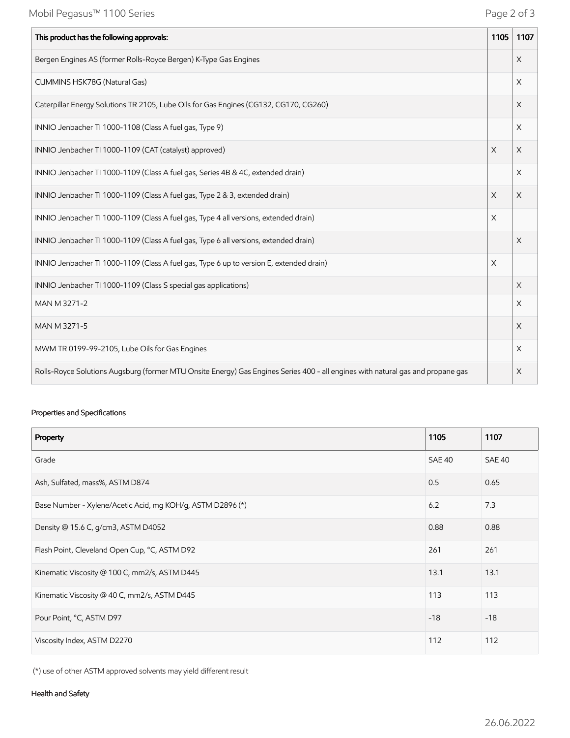| This product has the following approvals: | 1105 | 1107 |
|---|---|---|
| Bergen Engines AS (former Rolls-Royce Bergen) K-Type Gas Engines | | X |
| CUMMINS HSK78G (Natural Gas) | | X |
| Caterpillar Energy Solutions TR 2105, Lube Oils for Gas Engines (CG132, CG170, CG260) | | X |
| INNIO Jenbacher TI 1000-1108 (Class A fuel gas, Type 9) | | X |
| INNIO Jenbacher TI 1000-1109 (CAT (catalyst) approved) | X | X |
| INNIO Jenbacher TI 1000-1109 (Class A fuel gas, Series 4B & 4C, extended drain) | | X |
| INNIO Jenbacher TI 1000-1109 (Class A fuel gas, Type 2 & 3, extended drain) | X | X |
| INNIO Jenbacher TI 1000-1109 (Class A fuel gas, Type 4 all versions, extended drain) | X | |
| INNIO Jenbacher TI 1000-1109 (Class A fuel gas, Type 6 all versions, extended drain) | | X |
| INNIO Jenbacher TI 1000-1109 (Class A fuel gas, Type 6 up to version E, extended drain) | X | |
| INNIO Jenbacher TI 1000-1109 (Class S special gas applications) | | X |
| MAN M 3271-2 | | X |
| MAN M 3271-5 | | X |
| MWM TR 0199-99-2105, Lube Oils for Gas Engines | | X |
| Rolls-Royce Solutions Augsburg (former MTU Onsite Energy) Gas Engines Series 400 - all engines with natural gas and propane gas | | X |

### Properties and Specifications

| Property | 1105 | 1107 |
|---|---|---|
| Grade | SAE 40 | SAE 40 |
| Ash, Sulfated, mass%, ASTM D874 | 0.5 | 0.65 |
| Base Number - Xylene/Acetic Acid, mg KOH/g, ASTM D2896 (*) | 6.2 | 7.3 |
| Density @ 15.6 C, g/cm3, ASTM D4052 | 0.88 | 0.88 |
| Flash Point, Cleveland Open Cup, °C, ASTM D92 | 261 | 261 |
| Kinematic Viscosity @ 100 C, mm2/s, ASTM D445 | 13.1 | 13.1 |
| Kinematic Viscosity @ 40 C, mm2/s, ASTM D445 | 113 | 113 |
| Pour Point, °C, ASTM D97 | -18 | -18 |
| Viscosity Index, ASTM D2270 | 112 | 112 |

(*) use of other ASTM approved solvents may yield different result

### Health and Safety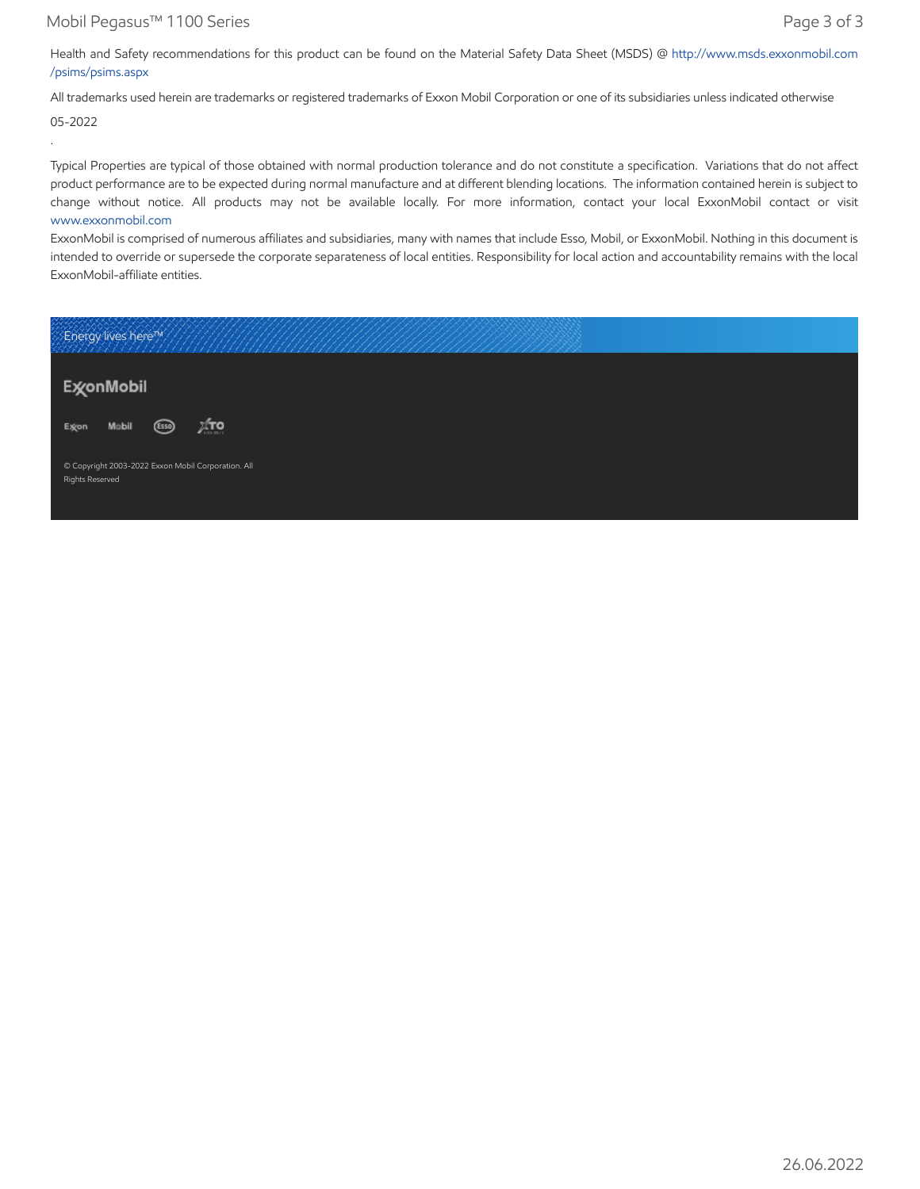Health and Safety recommendations for this product can be found on the Material Safety Data Sheet (MSDS) @ http://www.msds.exxonmobil.com/psims/psims.aspx

All trademarks used herein are trademarks or registered trademarks of Exxon Mobil Corporation or one of its subsidiaries unless indicated otherwise

05-2022

.

Typical Properties are typical of those obtained with normal production tolerance and do not constitute a specification. Variations that do not affect product performance are to be expected during normal manufacture and at different blending locations. The information contained herein is subject to change without notice. All products may not be available locally. For more information, contact your local ExxonMobil contact or visit www.exxonmobil.com

ExxonMobil is comprised of numerous affiliates and subsidiaries, many with names that include Esso, Mobil, or ExxonMobil. Nothing in this document is intended to override or supersede the corporate separateness of local entities. Responsibility for local action and accountability remains with the local ExxonMobil-affiliate entities.

Energy lives here™

ExxonMobil

Exxon Mobil Esso XTO

© Copyright 2003-2022 Exxon Mobil Corporation. All Rights Reserved